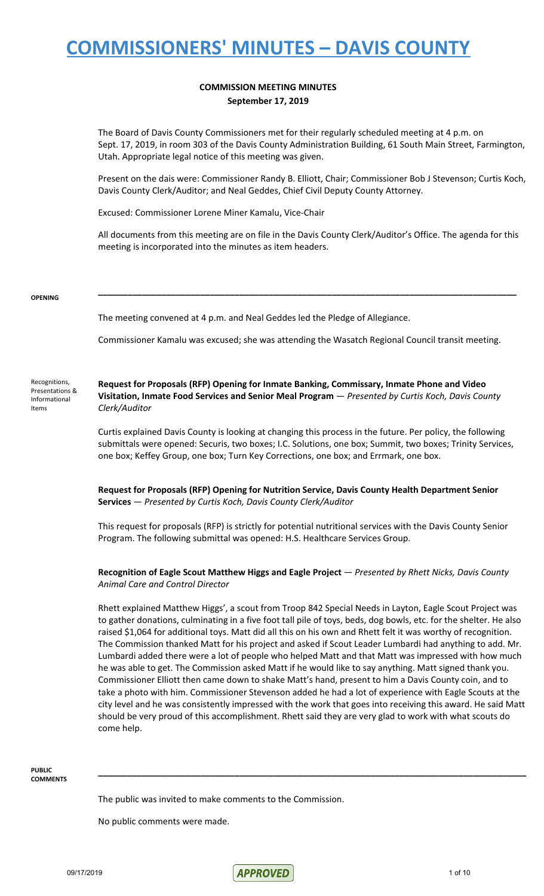# COMMISSIONERS' MINUTES – DAVIS COUNTY

**COMMISSION MEETING MINUTES**
**September 17, 2019**

The Board of Davis County Commissioners met for their regularly scheduled meeting at 4 p.m. on Sept. 17, 2019, in room 303 of the Davis County Administration Building, 61 South Main Street, Farmington, Utah. Appropriate legal notice of this meeting was given.

Present on the dais were: Commissioner Randy B. Elliott, Chair; Commissioner Bob J Stevenson; Curtis Koch, Davis County Clerk/Auditor; and Neal Geddes, Chief Civil Deputy County Attorney.

Excused: Commissioner Lorene Miner Kamalu, Vice-Chair

All documents from this meeting are on file in the Davis County Clerk/Auditor's Office. The agenda for this meeting is incorporated into the minutes as item headers.

---

**OPENING**

The meeting convened at 4 p.m. and Neal Geddes led the Pledge of Allegiance.

Commissioner Kamalu was excused; she was attending the Wasatch Regional Council transit meeting.

Recognitions, Presentations & Informational Items

**Request for Proposals (RFP) Opening for Inmate Banking, Commissary, Inmate Phone and Video Visitation, Inmate Food Services and Senior Meal Program** — *Presented by Curtis Koch, Davis County Clerk/Auditor*

Curtis explained Davis County is looking at changing this process in the future. Per policy, the following submittals were opened: Securis, two boxes; I.C. Solutions, one box; Summit, two boxes; Trinity Services, one box; Keffey Group, one box; Turn Key Corrections, one box; and Errmark, one box.

**Request for Proposals (RFP) Opening for Nutrition Service, Davis County Health Department Senior Services** — *Presented by Curtis Koch, Davis County Clerk/Auditor*

This request for proposals (RFP) is strictly for potential nutritional services with the Davis County Senior Program. The following submittal was opened: H.S. Healthcare Services Group.

**Recognition of Eagle Scout Matthew Higgs and Eagle Project** — *Presented by Rhett Nicks, Davis County Animal Care and Control Director*

Rhett explained Matthew Higgs', a scout from Troop 842 Special Needs in Layton, Eagle Scout Project was to gather donations, culminating in a five foot tall pile of toys, beds, dog bowls, etc. for the shelter. He also raised $1,064 for additional toys. Matt did all this on his own and Rhett felt it was worthy of recognition. The Commission thanked Matt for his project and asked if Scout Leader Lumbardi had anything to add. Mr. Lumbardi added there were a lot of people who helped Matt and that Matt was impressed with how much he was able to get. The Commission asked Matt if he would like to say anything. Matt signed thank you. Commissioner Elliott then came down to shake Matt's hand, present to him a Davis County coin, and to take a photo with him. Commissioner Stevenson added he had a lot of experience with Eagle Scouts at the city level and he was consistently impressed with the work that goes into receiving this award. He said Matt should be very proud of this accomplishment. Rhett said they are very glad to work with what scouts do come help.

---

**PUBLIC COMMENTS**

The public was invited to make comments to the Commission.

No public comments were made.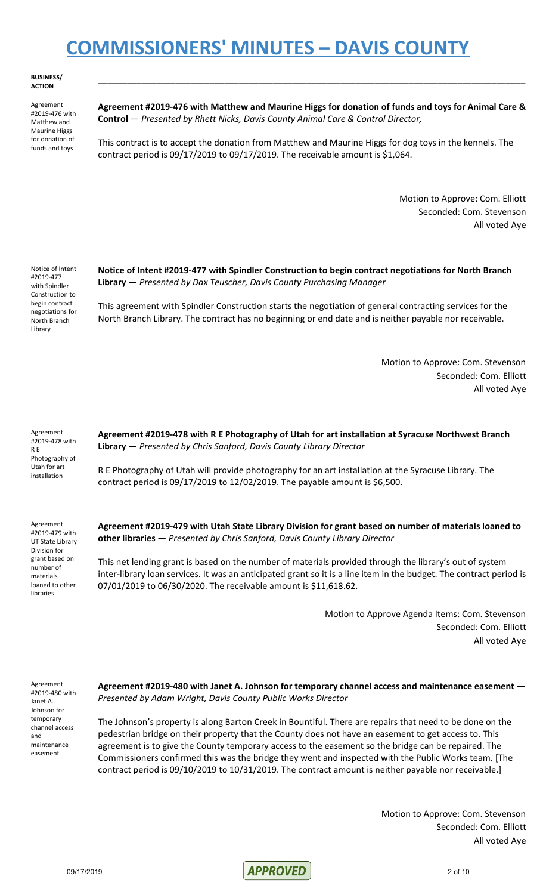**BUSINESS/ ACTION**

Agreement #2019-476 with Matthew and Maurine Higgs for donation of funds and toys

**Agreement #2019-476 with Matthew and Maurine Higgs for donation of funds and toys for Animal Care & Control** — *Presented by Rhett Nicks, Davis County Animal Care & Control Director,*

This contract is to accept the donation from Matthew and Maurine Higgs for dog toys in the kennels. The contract period is 09/17/2019 to 09/17/2019. The receivable amount is $1,064.

Motion to Approve: Com. Elliott
Seconded: Com. Stevenson
All voted Aye

Notice of Intent #2019-477 with Spindler Construction to begin contract negotiations for North Branch Library

**Notice of Intent #2019-477 with Spindler Construction to begin contract negotiations for North Branch Library** — *Presented by Dax Teuscher, Davis County Purchasing Manager*

This agreement with Spindler Construction starts the negotiation of general contracting services for the North Branch Library. The contract has no beginning or end date and is neither payable nor receivable.

Motion to Approve: Com. Stevenson
Seconded: Com. Elliott
All voted Aye

Agreement #2019-478 with R E Photography of Utah for art installation

**Agreement #2019-478 with R E Photography of Utah for art installation at Syracuse Northwest Branch Library** — *Presented by Chris Sanford, Davis County Library Director*

R E Photography of Utah will provide photography for an art installation at the Syracuse Library. The contract period is 09/17/2019 to 12/02/2019. The payable amount is $6,500.

Agreement #2019-479 with UT State Library Division for grant based on number of materials loaned to other libraries

**Agreement #2019-479 with Utah State Library Division for grant based on number of materials loaned to other libraries** — *Presented by Chris Sanford, Davis County Library Director*

This net lending grant is based on the number of materials provided through the library's out of system inter-library loan services. It was an anticipated grant so it is a line item in the budget. The contract period is 07/01/2019 to 06/30/2020. The receivable amount is $11,618.62.

Motion to Approve Agenda Items: Com. Stevenson
Seconded: Com. Elliott
All voted Aye

Agreement #2019-480 with Janet A. Johnson for temporary channel access and maintenance easement

**Agreement #2019-480 with Janet A. Johnson for temporary channel access and maintenance easement** — *Presented by Adam Wright, Davis County Public Works Director*

The Johnson's property is along Barton Creek in Bountiful. There are repairs that need to be done on the pedestrian bridge on their property that the County does not have an easement to get access to. This agreement is to give the County temporary access to the easement so the bridge can be repaired. The Commissioners confirmed this was the bridge they went and inspected with the Public Works team. [The contract period is 09/10/2019 to 10/31/2019. The contract amount is neither payable nor receivable.]

Motion to Approve: Com. Stevenson
Seconded: Com. Elliott
All voted Aye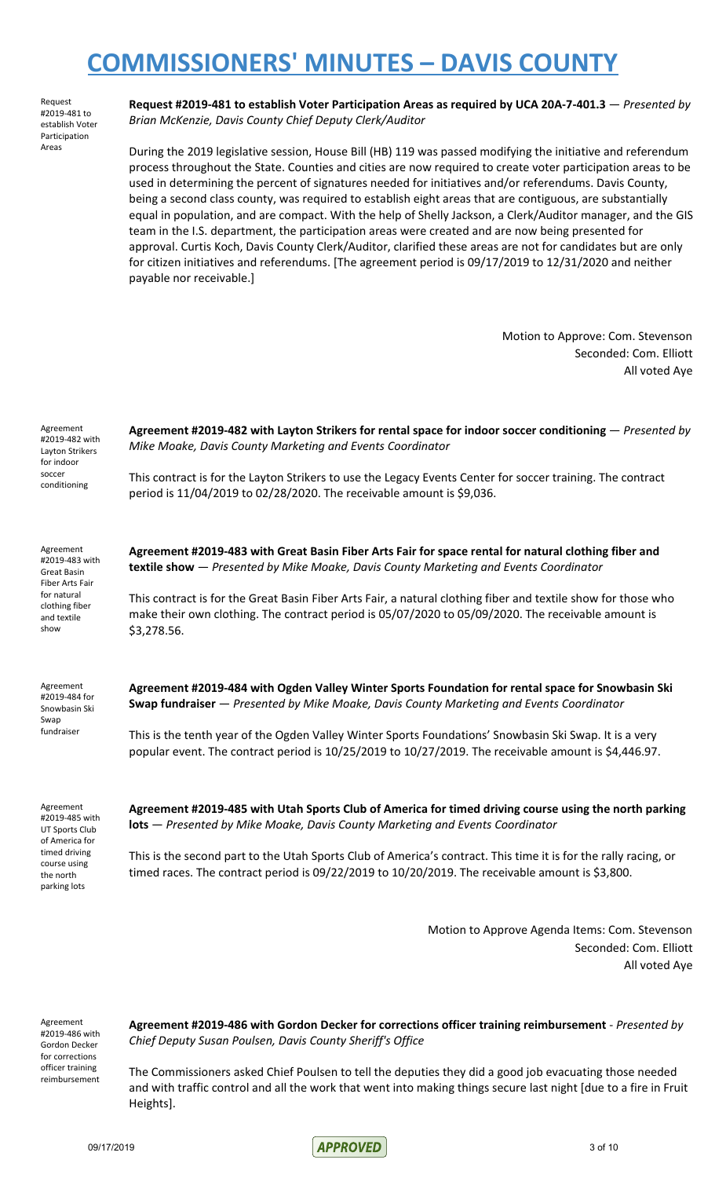# COMMISSIONERS' MINUTES – DAVIS COUNTY

Request #2019-481 to establish Voter Participation Areas

**Request #2019-481 to establish Voter Participation Areas as required by UCA 20A-7-401.3** — *Presented by Brian McKenzie, Davis County Chief Deputy Clerk/Auditor*

During the 2019 legislative session, House Bill (HB) 119 was passed modifying the initiative and referendum process throughout the State. Counties and cities are now required to create voter participation areas to be used in determining the percent of signatures needed for initiatives and/or referendums. Davis County, being a second class county, was required to establish eight areas that are contiguous, are substantially equal in population, and are compact. With the help of Shelly Jackson, a Clerk/Auditor manager, and the GIS team in the I.S. department, the participation areas were created and are now being presented for approval. Curtis Koch, Davis County Clerk/Auditor, clarified these areas are not for candidates but are only for citizen initiatives and referendums. [The agreement period is 09/17/2019 to 12/31/2020 and neither payable nor receivable.]

Motion to Approve: Com. Stevenson
Seconded: Com. Elliott
All voted Aye

Agreement #2019-482 with Layton Strikers for indoor soccer conditioning

**Agreement #2019-482 with Layton Strikers for rental space for indoor soccer conditioning** — *Presented by Mike Moake, Davis County Marketing and Events Coordinator*

This contract is for the Layton Strikers to use the Legacy Events Center for soccer training. The contract period is 11/04/2019 to 02/28/2020. The receivable amount is $9,036.

Agreement #2019-483 with Great Basin Fiber Arts Fair for natural clothing fiber and textile show

**Agreement #2019-483 with Great Basin Fiber Arts Fair for space rental for natural clothing fiber and textile show** — *Presented by Mike Moake, Davis County Marketing and Events Coordinator*

This contract is for the Great Basin Fiber Arts Fair, a natural clothing fiber and textile show for those who make their own clothing. The contract period is 05/07/2020 to 05/09/2020. The receivable amount is $3,278.56.

Agreement #2019-484 for Snowbasin Ski Swap fundraiser

**Agreement #2019-484 with Ogden Valley Winter Sports Foundation for rental space for Snowbasin Ski Swap fundraiser** — *Presented by Mike Moake, Davis County Marketing and Events Coordinator*

This is the tenth year of the Ogden Valley Winter Sports Foundations' Snowbasin Ski Swap. It is a very popular event. The contract period is 10/25/2019 to 10/27/2019. The receivable amount is $4,446.97.

Agreement #2019-485 with UT Sports Club of America for timed driving course using the north parking lots

**Agreement #2019-485 with Utah Sports Club of America for timed driving course using the north parking lots** — *Presented by Mike Moake, Davis County Marketing and Events Coordinator*

This is the second part to the Utah Sports Club of America's contract. This time it is for the rally racing, or timed races. The contract period is 09/22/2019 to 10/20/2019. The receivable amount is $3,800.

Motion to Approve Agenda Items: Com. Stevenson
Seconded: Com. Elliott
All voted Aye

Agreement #2019-486 with Gordon Decker for corrections officer training reimbursement

**Agreement #2019-486 with Gordon Decker for corrections officer training reimbursement** - *Presented by Chief Deputy Susan Poulsen, Davis County Sheriff's Office*

The Commissioners asked Chief Poulsen to tell the deputies they did a good job evacuating those needed and with traffic control and all the work that went into making things secure last night [due to a fire in Fruit Heights].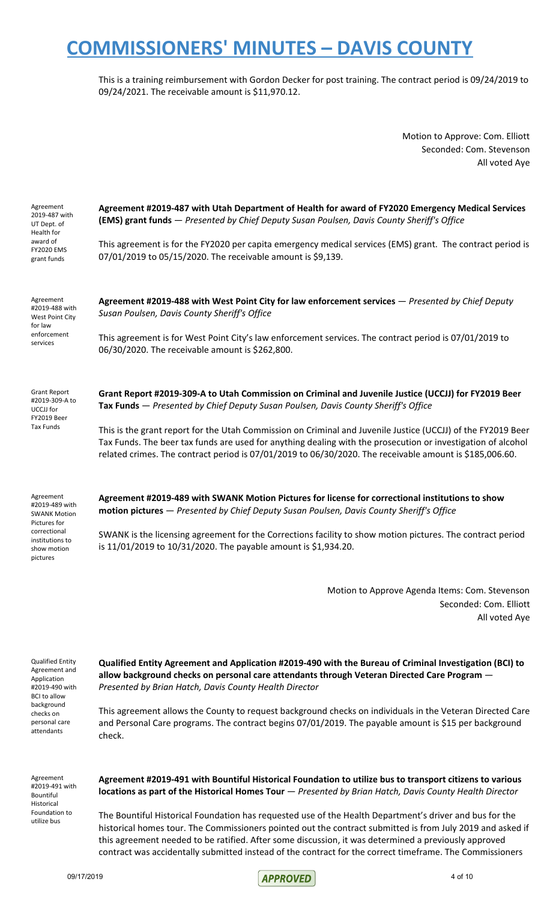This is a training reimbursement with Gordon Decker for post training. The contract period is 09/24/2019 to 09/24/2021. The receivable amount is $11,970.12.

Motion to Approve: Com. Elliott
Seconded: Com. Stevenson
All voted Aye

Agreement 2019-487 with UT Dept. of Health for award of FY2020 EMS grant funds

**Agreement #2019-487 with Utah Department of Health for award of FY2020 Emergency Medical Services (EMS) grant funds** — *Presented by Chief Deputy Susan Poulsen, Davis County Sheriff's Office*

This agreement is for the FY2020 per capita emergency medical services (EMS) grant. The contract period is 07/01/2019 to 05/15/2020. The receivable amount is $9,139.

Agreement #2019-488 with West Point City for law enforcement services

**Agreement #2019-488 with West Point City for law enforcement services** — *Presented by Chief Deputy Susan Poulsen, Davis County Sheriff's Office*

This agreement is for West Point City's law enforcement services. The contract period is 07/01/2019 to 06/30/2020. The receivable amount is $262,800.

Grant Report #2019-309-A to UCCJJ for FY2019 Beer Tax Funds

**Grant Report #2019-309-A to Utah Commission on Criminal and Juvenile Justice (UCCJJ) for FY2019 Beer Tax Funds** — *Presented by Chief Deputy Susan Poulsen, Davis County Sheriff's Office*

This is the grant report for the Utah Commission on Criminal and Juvenile Justice (UCCJJ) of the FY2019 Beer Tax Funds. The beer tax funds are used for anything dealing with the prosecution or investigation of alcohol related crimes. The contract period is 07/01/2019 to 06/30/2020. The receivable amount is $185,006.60.

Agreement #2019-489 with SWANK Motion Pictures for correctional institutions to show motion pictures

**Agreement #2019-489 with SWANK Motion Pictures for license for correctional institutions to show motion pictures** — *Presented by Chief Deputy Susan Poulsen, Davis County Sheriff's Office*

SWANK is the licensing agreement for the Corrections facility to show motion pictures. The contract period is 11/01/2019 to 10/31/2020. The payable amount is $1,934.20.

Motion to Approve Agenda Items: Com. Stevenson
Seconded: Com. Elliott
All voted Aye

Qualified Entity Agreement and Application #2019-490 with BCI to allow background checks on personal care attendants

**Qualified Entity Agreement and Application #2019-490 with the Bureau of Criminal Investigation (BCI) to allow background checks on personal care attendants through Veteran Directed Care Program** — *Presented by Brian Hatch, Davis County Health Director*

This agreement allows the County to request background checks on individuals in the Veteran Directed Care and Personal Care programs. The contract begins 07/01/2019. The payable amount is $15 per background check.

Agreement #2019-491 with Bountiful Historical Foundation to utilize bus

**Agreement #2019-491 with Bountiful Historical Foundation to utilize bus to transport citizens to various locations as part of the Historical Homes Tour** — *Presented by Brian Hatch, Davis County Health Director*

The Bountiful Historical Foundation has requested use of the Health Department's driver and bus for the historical homes tour. The Commissioners pointed out the contract submitted is from July 2019 and asked if this agreement needed to be ratified. After some discussion, it was determined a previously approved contract was accidentally submitted instead of the contract for the correct timeframe. The Commissioners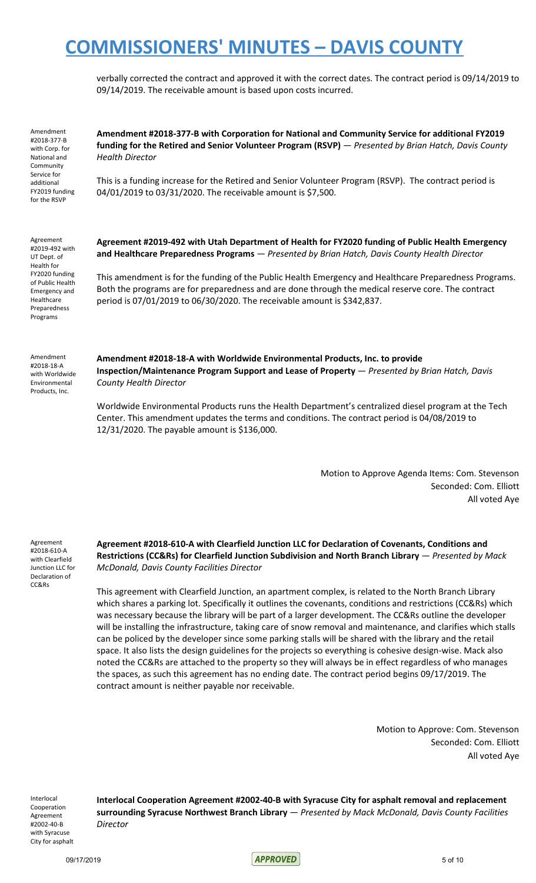verbally corrected the contract and approved it with the correct dates. The contract period is 09/14/2019 to 09/14/2019. The receivable amount is based upon costs incurred.

Amendment #2018-377-B with Corp. for National and Community Service for additional FY2019 funding for the RSVP

**Amendment #2018-377-B with Corporation for National and Community Service for additional FY2019 funding for the Retired and Senior Volunteer Program (RSVP)** — *Presented by Brian Hatch, Davis County Health Director*

This is a funding increase for the Retired and Senior Volunteer Program (RSVP). The contract period is 04/01/2019 to 03/31/2020. The receivable amount is $7,500.

Agreement #2019-492 with UT Dept. of Health for FY2020 funding of Public Health Emergency and Healthcare Preparedness Programs

**Agreement #2019-492 with Utah Department of Health for FY2020 funding of Public Health Emergency and Healthcare Preparedness Programs** — *Presented by Brian Hatch, Davis County Health Director*

This amendment is for the funding of the Public Health Emergency and Healthcare Preparedness Programs. Both the programs are for preparedness and are done through the medical reserve core. The contract period is 07/01/2019 to 06/30/2020. The receivable amount is $342,837.

Amendment #2018-18-A with Worldwide Environmental Products, Inc.

**Amendment #2018-18-A with Worldwide Environmental Products, Inc. to provide Inspection/Maintenance Program Support and Lease of Property** — *Presented by Brian Hatch, Davis County Health Director*

Worldwide Environmental Products runs the Health Department's centralized diesel program at the Tech Center. This amendment updates the terms and conditions. The contract period is 04/08/2019 to 12/31/2020. The payable amount is $136,000.

Motion to Approve Agenda Items: Com. Stevenson
Seconded: Com. Elliott
All voted Aye

Agreement #2018-610-A with Clearfield Junction LLC for Declaration of CC&Rs

**Agreement #2018-610-A with Clearfield Junction LLC for Declaration of Covenants, Conditions and Restrictions (CC&Rs) for Clearfield Junction Subdivision and North Branch Library** — *Presented by Mack McDonald, Davis County Facilities Director*

This agreement with Clearfield Junction, an apartment complex, is related to the North Branch Library which shares a parking lot. Specifically it outlines the covenants, conditions and restrictions (CC&Rs) which was necessary because the library will be part of a larger development. The CC&Rs outline the developer will be installing the infrastructure, taking care of snow removal and maintenance, and clarifies which stalls can be policed by the developer since some parking stalls will be shared with the library and the retail space. It also lists the design guidelines for the projects so everything is cohesive design-wise. Mack also noted the CC&Rs are attached to the property so they will always be in effect regardless of who manages the spaces, as such this agreement has no ending date. The contract period begins 09/17/2019. The contract amount is neither payable nor receivable.

Motion to Approve: Com. Stevenson
Seconded: Com. Elliott
All voted Aye

Interlocal Cooperation Agreement #2002-40-B with Syracuse City for asphalt

**Interlocal Cooperation Agreement #2002-40-B with Syracuse City for asphalt removal and replacement surrounding Syracuse Northwest Branch Library** — *Presented by Mack McDonald, Davis County Facilities Director*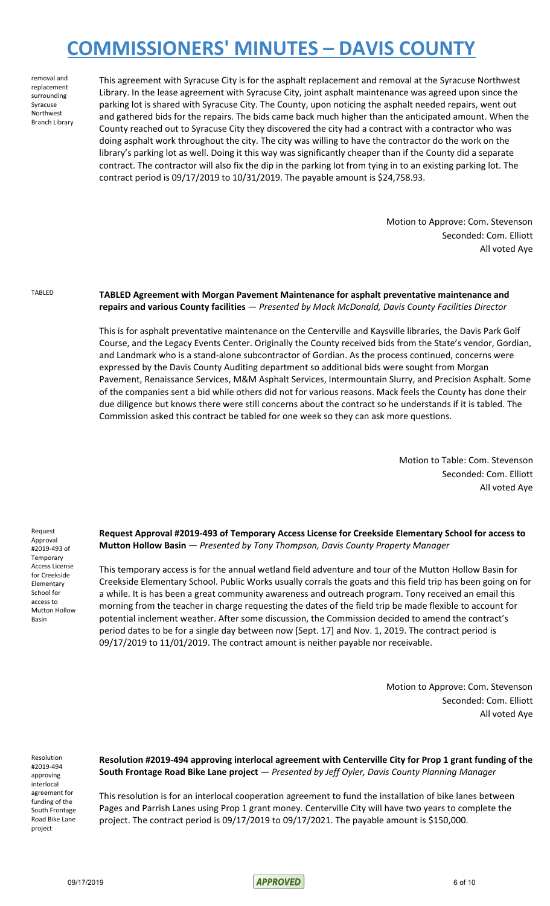removal and replacement surrounding Syracuse Northwest Branch Library

This agreement with Syracuse City is for the asphalt replacement and removal at the Syracuse Northwest Library. In the lease agreement with Syracuse City, joint asphalt maintenance was agreed upon since the parking lot is shared with Syracuse City. The County, upon noticing the asphalt needed repairs, went out and gathered bids for the repairs. The bids came back much higher than the anticipated amount. When the County reached out to Syracuse City they discovered the city had a contract with a contractor who was doing asphalt work throughout the city. The city was willing to have the contractor do the work on the library's parking lot as well. Doing it this way was significantly cheaper than if the County did a separate contract. The contractor will also fix the dip in the parking lot from tying in to an existing parking lot. The contract period is 09/17/2019 to 10/31/2019. The payable amount is $24,758.93.

Motion to Approve: Com. Stevenson
Seconded: Com. Elliott
All voted Aye

TABLED

**TABLED Agreement with Morgan Pavement Maintenance for asphalt preventative maintenance and repairs and various County facilities** — *Presented by Mack McDonald, Davis County Facilities Director*

This is for asphalt preventative maintenance on the Centerville and Kaysville libraries, the Davis Park Golf Course, and the Legacy Events Center. Originally the County received bids from the State's vendor, Gordian, and Landmark who is a stand-alone subcontractor of Gordian. As the process continued, concerns were expressed by the Davis County Auditing department so additional bids were sought from Morgan Pavement, Renaissance Services, M&M Asphalt Services, Intermountain Slurry, and Precision Asphalt. Some of the companies sent a bid while others did not for various reasons. Mack feels the County has done their due diligence but knows there were still concerns about the contract so he understands if it is tabled. The Commission asked this contract be tabled for one week so they can ask more questions.

Motion to Table: Com. Stevenson
Seconded: Com. Elliott
All voted Aye

Request Approval #2019-493 of Temporary Access License for Creekside Elementary School for access to Mutton Hollow Basin

**Request Approval #2019-493 of Temporary Access License for Creekside Elementary School for access to Mutton Hollow Basin** — *Presented by Tony Thompson, Davis County Property Manager*

This temporary access is for the annual wetland field adventure and tour of the Mutton Hollow Basin for Creekside Elementary School. Public Works usually corrals the goats and this field trip has been going on for a while. It is has been a great community awareness and outreach program. Tony received an email this morning from the teacher in charge requesting the dates of the field trip be made flexible to account for potential inclement weather. After some discussion, the Commission decided to amend the contract's period dates to be for a single day between now [Sept. 17] and Nov. 1, 2019. The contract period is 09/17/2019 to 11/01/2019. The contract amount is neither payable nor receivable.

Motion to Approve: Com. Stevenson
Seconded: Com. Elliott
All voted Aye

Resolution #2019-494 approving interlocal agreement for funding of the South Frontage Road Bike Lane project

**Resolution #2019-494 approving interlocal agreement with Centerville City for Prop 1 grant funding of the South Frontage Road Bike Lane project** — *Presented by Jeff Oyler, Davis County Planning Manager*

This resolution is for an interlocal cooperation agreement to fund the installation of bike lanes between Pages and Parrish Lanes using Prop 1 grant money. Centerville City will have two years to complete the project. The contract period is 09/17/2019 to 09/17/2021. The payable amount is $150,000.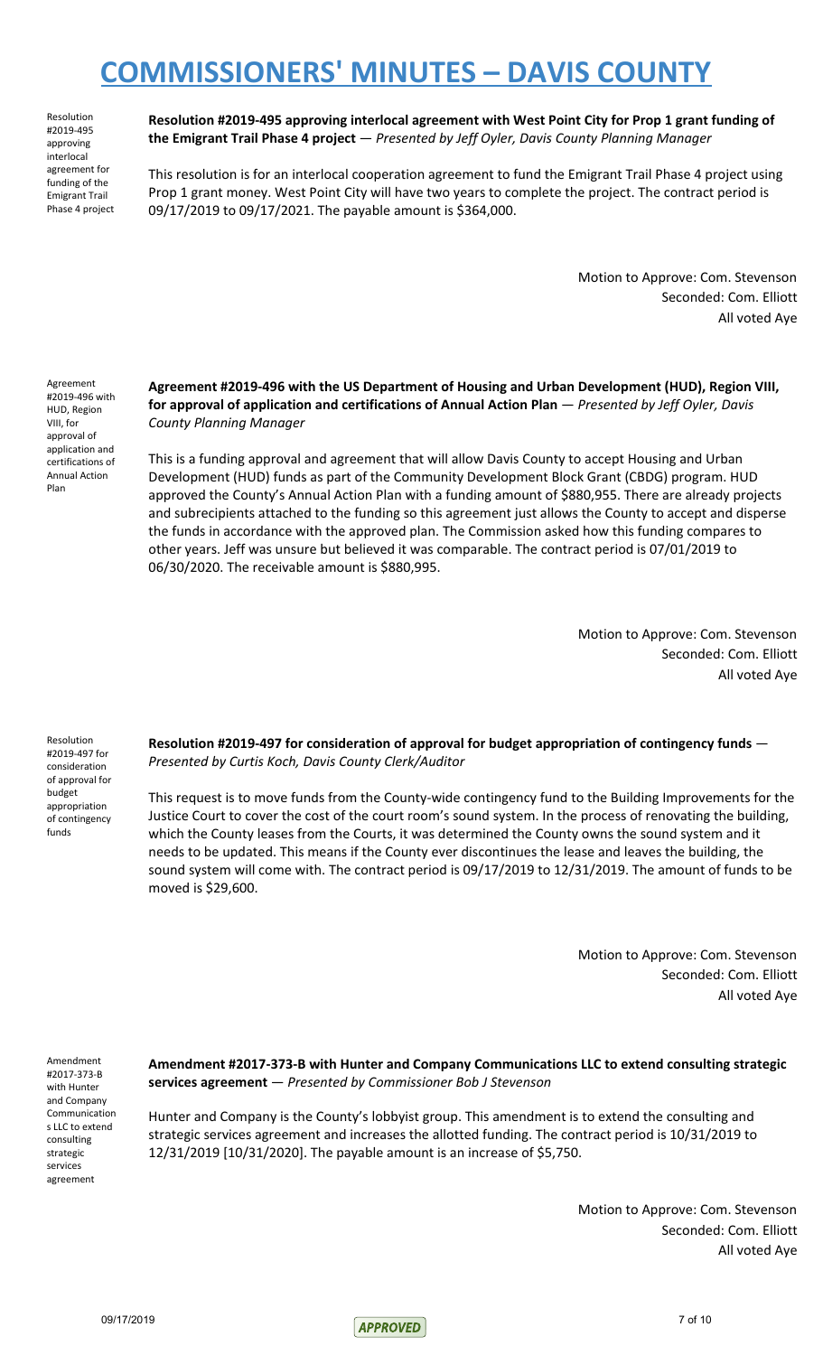Resolution #2019-495 approving interlocal agreement for funding of the Emigrant Trail Phase 4 project

**Resolution #2019-495 approving interlocal agreement with West Point City for Prop 1 grant funding of the Emigrant Trail Phase 4 project** — *Presented by Jeff Oyler, Davis County Planning Manager*

This resolution is for an interlocal cooperation agreement to fund the Emigrant Trail Phase 4 project using Prop 1 grant money. West Point City will have two years to complete the project. The contract period is 09/17/2019 to 09/17/2021. The payable amount is $364,000.

Motion to Approve: Com. Stevenson
Seconded: Com. Elliott
All voted Aye

Agreement #2019-496 with HUD, Region VIII, for approval of application and certifications of Annual Action Plan

**Agreement #2019-496 with the US Department of Housing and Urban Development (HUD), Region VIII, for approval of application and certifications of Annual Action Plan** — *Presented by Jeff Oyler, Davis County Planning Manager*

This is a funding approval and agreement that will allow Davis County to accept Housing and Urban Development (HUD) funds as part of the Community Development Block Grant (CBDG) program. HUD approved the County's Annual Action Plan with a funding amount of $880,955. There are already projects and subrecipients attached to the funding so this agreement just allows the County to accept and disperse the funds in accordance with the approved plan. The Commission asked how this funding compares to other years. Jeff was unsure but believed it was comparable. The contract period is 07/01/2019 to 06/30/2020. The receivable amount is $880,995.

Motion to Approve: Com. Stevenson
Seconded: Com. Elliott
All voted Aye

Resolution #2019-497 for consideration of approval for budget appropriation of contingency funds

**Resolution #2019-497 for consideration of approval for budget appropriation of contingency funds** — *Presented by Curtis Koch, Davis County Clerk/Auditor*

This request is to move funds from the County-wide contingency fund to the Building Improvements for the Justice Court to cover the cost of the court room's sound system. In the process of renovating the building, which the County leases from the Courts, it was determined the County owns the sound system and it needs to be updated. This means if the County ever discontinues the lease and leaves the building, the sound system will come with. The contract period is 09/17/2019 to 12/31/2019. The amount of funds to be moved is $29,600.

Motion to Approve: Com. Stevenson
Seconded: Com. Elliott
All voted Aye

Amendment #2017-373-B with Hunter and Company Communications LLC to extend consulting strategic services agreement

**Amendment #2017-373-B with Hunter and Company Communications LLC to extend consulting strategic services agreement** — *Presented by Commissioner Bob J Stevenson*

Hunter and Company is the County's lobbyist group. This amendment is to extend the consulting and strategic services agreement and increases the allotted funding. The contract period is 10/31/2019 to 12/31/2019 [10/31/2020]. The payable amount is an increase of $5,750.

Motion to Approve: Com. Stevenson
Seconded: Com. Elliott
All voted Aye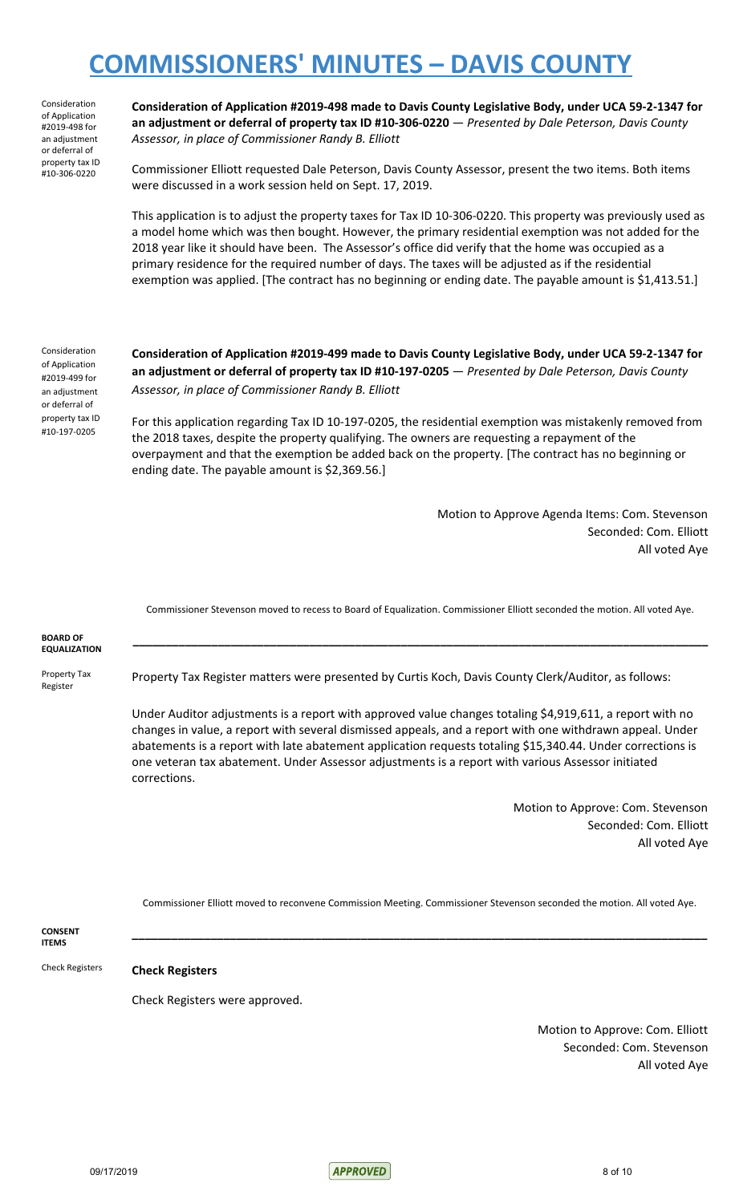Consideration of Application #2019-498 for an adjustment or deferral of property tax ID #10-306-0220

**Consideration of Application #2019-498 made to Davis County Legislative Body, under UCA 59-2-1347 for an adjustment or deferral of property tax ID #10-306-0220** — *Presented by Dale Peterson, Davis County Assessor, in place of Commissioner Randy B. Elliott*

Commissioner Elliott requested Dale Peterson, Davis County Assessor, present the two items. Both items were discussed in a work session held on Sept. 17, 2019.

This application is to adjust the property taxes for Tax ID 10-306-0220. This property was previously used as a model home which was then bought. However, the primary residential exemption was not added for the 2018 year like it should have been. The Assessor's office did verify that the home was occupied as a primary residence for the required number of days. The taxes will be adjusted as if the residential exemption was applied. [The contract has no beginning or ending date. The payable amount is $1,413.51.]

Consideration of Application #2019-499 for an adjustment or deferral of property tax ID #10-197-0205

**Consideration of Application #2019-499 made to Davis County Legislative Body, under UCA 59-2-1347 for an adjustment or deferral of property tax ID #10-197-0205** — *Presented by Dale Peterson, Davis County Assessor, in place of Commissioner Randy B. Elliott*

For this application regarding Tax ID 10-197-0205, the residential exemption was mistakenly removed from the 2018 taxes, despite the property qualifying. The owners are requesting a repayment of the overpayment and that the exemption be added back on the property. [The contract has no beginning or ending date. The payable amount is $2,369.56.]

Motion to Approve Agenda Items: Com. Stevenson
Seconded: Com. Elliott
All voted Aye

Commissioner Stevenson moved to recess to Board of Equalization. Commissioner Elliott seconded the motion. All voted Aye.

**BOARD OF EQUALIZATION**

---

Property Tax Register

Property Tax Register matters were presented by Curtis Koch, Davis County Clerk/Auditor, as follows:

Under Auditor adjustments is a report with approved value changes totaling $4,919,611, a report with no changes in value, a report with several dismissed appeals, and a report with one withdrawn appeal. Under abatements is a report with late abatement application requests totaling $15,340.44. Under corrections is one veteran tax abatement. Under Assessor adjustments is a report with various Assessor initiated corrections.

Motion to Approve: Com. Stevenson
Seconded: Com. Elliott
All voted Aye

Commissioner Elliott moved to reconvene Commission Meeting. Commissioner Stevenson seconded the motion. All voted Aye.

**CONSENT ITEMS**

---

Check Registers

**Check Registers**

Check Registers were approved.

Motion to Approve: Com. Elliott
Seconded: Com. Stevenson
All voted Aye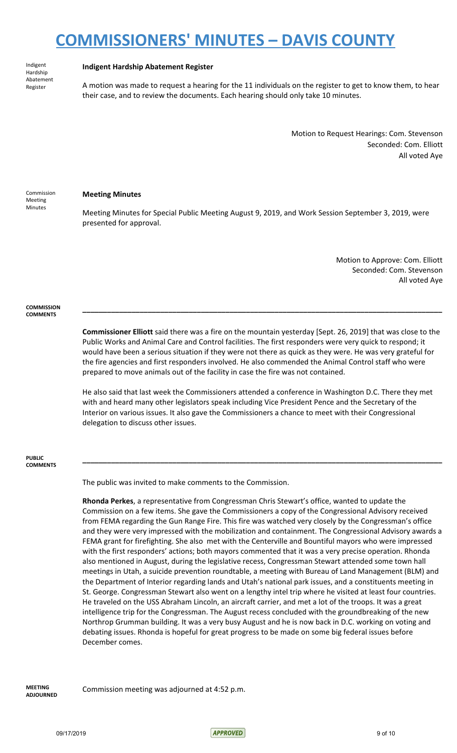Indigent Hardship Abatement Register

**Indigent Hardship Abatement Register**

A motion was made to request a hearing for the 11 individuals on the register to get to know them, to hear their case, and to review the documents. Each hearing should only take 10 minutes.

Motion to Request Hearings: Com. Stevenson
Seconded: Com. Elliott
All voted Aye

Commission Meeting Minutes

**Meeting Minutes**

Meeting Minutes for Special Public Meeting August 9, 2019, and Work Session September 3, 2019, were presented for approval.

Motion to Approve: Com. Elliott
Seconded: Com. Stevenson
All voted Aye

**COMMISSION COMMENTS**

---

**Commissioner Elliott** said there was a fire on the mountain yesterday [Sept. 26, 2019] that was close to the Public Works and Animal Care and Control facilities. The first responders were very quick to respond; it would have been a serious situation if they were not there as quick as they were. He was very grateful for the fire agencies and first responders involved. He also commended the Animal Control staff who were prepared to move animals out of the facility in case the fire was not contained.

He also said that last week the Commissioners attended a conference in Washington D.C. There they met with and heard many other legislators speak including Vice President Pence and the Secretary of the Interior on various issues. It also gave the Commissioners a chance to meet with their Congressional delegation to discuss other issues.

**PUBLIC COMMENTS**

---

The public was invited to make comments to the Commission.

**Rhonda Perkes**, a representative from Congressman Chris Stewart's office, wanted to update the Commission on a few items. She gave the Commissioners a copy of the Congressional Advisory received from FEMA regarding the Gun Range Fire. This fire was watched very closely by the Congressman's office and they were very impressed with the mobilization and containment. The Congressional Advisory awards a FEMA grant for firefighting. She also met with the Centerville and Bountiful mayors who were impressed with the first responders' actions; both mayors commented that it was a very precise operation. Rhonda also mentioned in August, during the legislative recess, Congressman Stewart attended some town hall meetings in Utah, a suicide prevention roundtable, a meeting with Bureau of Land Management (BLM) and the Department of Interior regarding lands and Utah's national park issues, and a constituents meeting in St. George. Congressman Stewart also went on a lengthy intel trip where he visited at least four countries. He traveled on the USS Abraham Lincoln, an aircraft carrier, and met a lot of the troops. It was a great intelligence trip for the Congressman. The August recess concluded with the groundbreaking of the new Northrop Grumman building. It was a very busy August and he is now back in D.C. working on voting and debating issues. Rhonda is hopeful for great progress to be made on some big federal issues before December comes.

**MEETING ADJOURNED**

Commission meeting was adjourned at 4:52 p.m.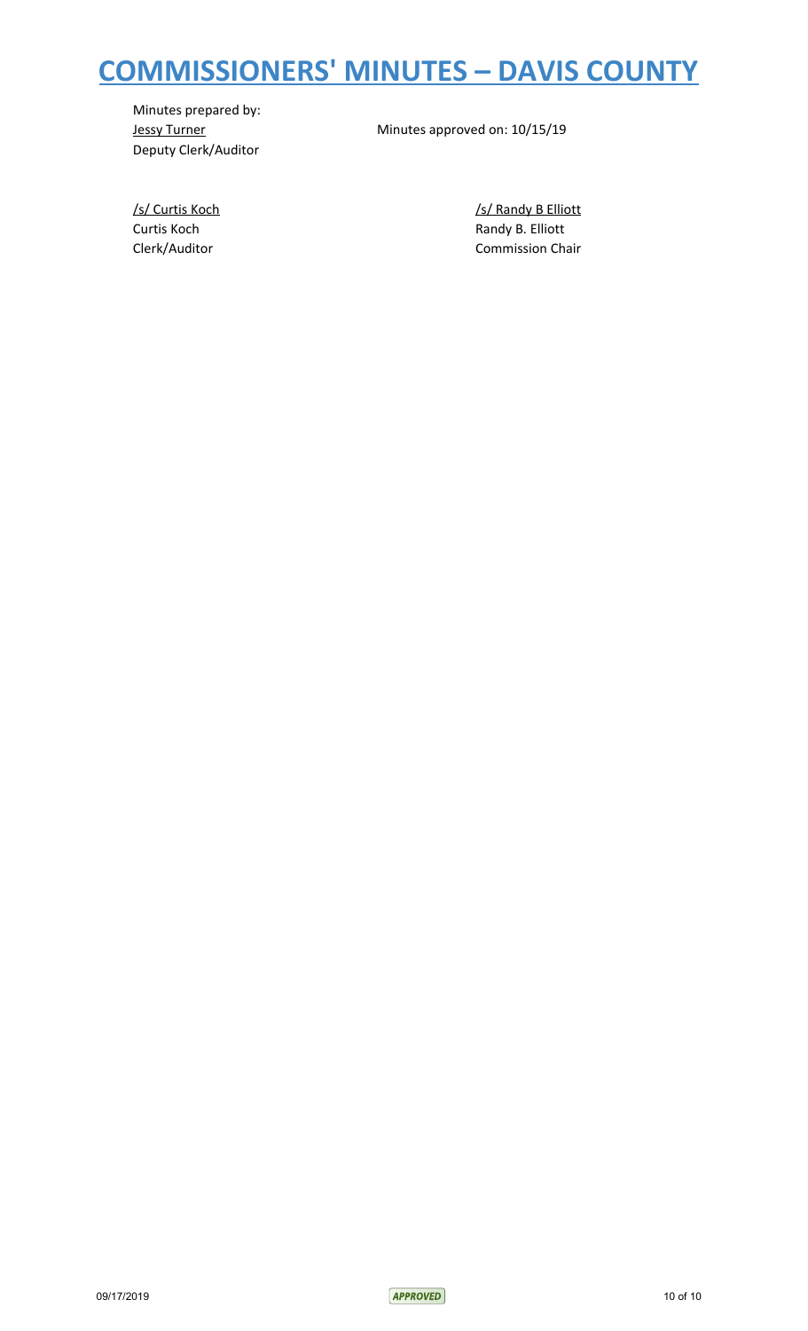# COMMISSIONERS' MINUTES – DAVIS COUNTY

Minutes prepared by:
Jessy Turner
Deputy Clerk/Auditor

Minutes approved on: 10/15/19

/s/ Curtis Koch
Curtis Koch
Clerk/Auditor

/s/ Randy B Elliott
Randy B. Elliott
Commission Chair